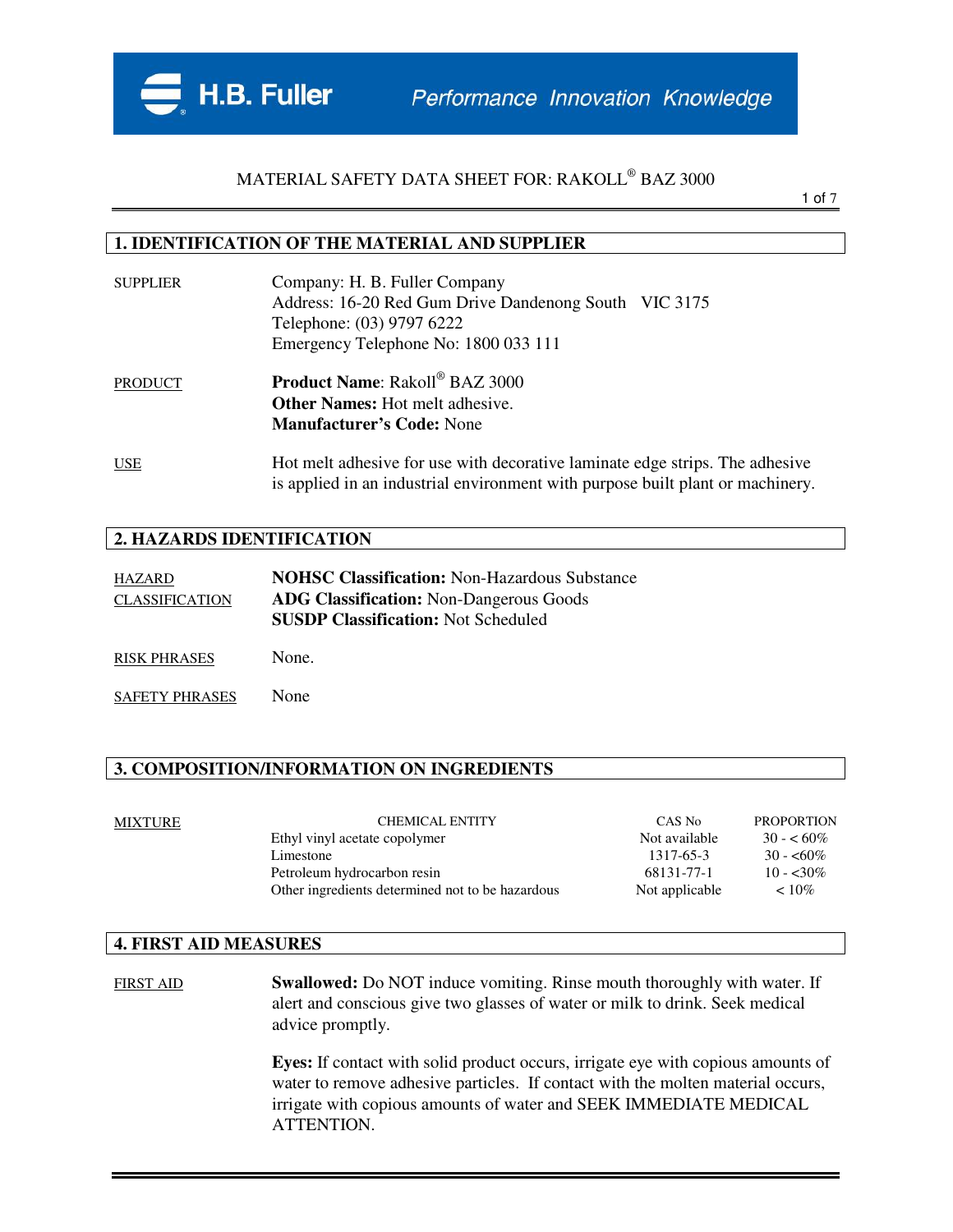H.B. Fuller Performance Innovation Knowledge

# MATERIAL SAFETY DATA SHEET FOR: RAKOLL® BAZ 3000

## 1. IDENTIFICATION OF THE MATERIAL AND SUPPLIER

SUPPLIER

Company: H. B. Fuller Company
Address: 16-20 Red Gum Drive Dandenong South VIC 3175
Telephone: (03) 9797 6222
Emergency Telephone No: 1800 033 111

PRODUCT

**Product Name**: Rakoll® BAZ 3000
**Other Names:** Hot melt adhesive.
**Manufacturer's Code:** None

USE

Hot melt adhesive for use with decorative laminate edge strips. The adhesive is applied in an industrial environment with purpose built plant or machinery.

## 2. HAZARDS IDENTIFICATION

HAZARD CLASSIFICATION

**NOHSC Classification:** Non-Hazardous Substance
**ADG Classification:** Non-Dangerous Goods
**SUSDP Classification:** Not Scheduled

RISK PHRASES

None.

SAFETY PHRASES

None

## 3. COMPOSITION/INFORMATION ON INGREDIENTS

MIXTURE

| CHEMICAL ENTITY | CAS No | PROPORTION |
|---|---|---|
| Ethyl vinyl acetate copolymer | Not available | 30 - < 60% |
| Limestone | 1317-65-3 | 30 - <60% |
| Petroleum hydrocarbon resin | 68131-77-1 | 10 - <30% |
| Other ingredients determined not to be hazardous | Not applicable | < 10% |

## 4. FIRST AID MEASURES

FIRST AID

**Swallowed:** Do NOT induce vomiting. Rinse mouth thoroughly with water. If alert and conscious give two glasses of water or milk to drink. Seek medical advice promptly.

**Eyes:** If contact with solid product occurs, irrigate eye with copious amounts of water to remove adhesive particles. If contact with the molten material occurs, irrigate with copious amounts of water and SEEK IMMEDIATE MEDICAL ATTENTION.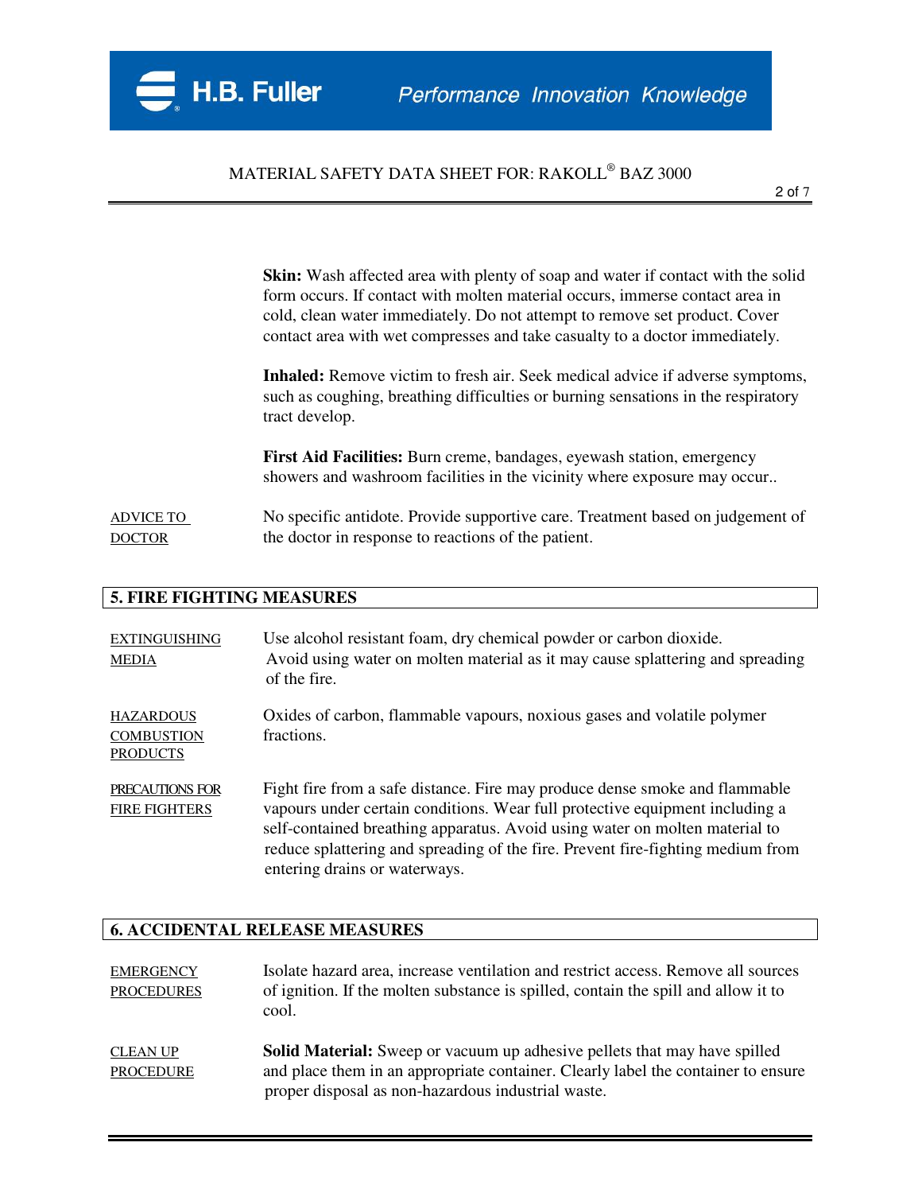**Skin:** Wash affected area with plenty of soap and water if contact with the solid form occurs. If contact with molten material occurs, immerse contact area in cold, clean water immediately. Do not attempt to remove set product. Cover contact area with wet compresses and take casualty to a doctor immediately.

**Inhaled:** Remove victim to fresh air. Seek medical advice if adverse symptoms, such as coughing, breathing difficulties or burning sensations in the respiratory tract develop.

**First Aid Facilities:** Burn creme, bandages, eyewash station, emergency showers and washroom facilities in the vicinity where exposure may occur..

ADVICE TO DOCTOR: No specific antidote. Provide supportive care. Treatment based on judgement of the doctor in response to reactions of the patient.

## 5. FIRE FIGHTING MEASURES

EXTINGUISHING MEDIA: Use alcohol resistant foam, dry chemical powder or carbon dioxide. Avoid using water on molten material as it may cause splattering and spreading of the fire.

HAZARDOUS COMBUSTION PRODUCTS: Oxides of carbon, flammable vapours, noxious gases and volatile polymer fractions.

PRECAUTIONS FOR FIRE FIGHTERS: Fight fire from a safe distance. Fire may produce dense smoke and flammable vapours under certain conditions. Wear full protective equipment including a self-contained breathing apparatus. Avoid using water on molten material to reduce splattering and spreading of the fire. Prevent fire-fighting medium from entering drains or waterways.

## 6. ACCIDENTAL RELEASE MEASURES

EMERGENCY PROCEDURES: Isolate hazard area, increase ventilation and restrict access. Remove all sources of ignition. If the molten substance is spilled, contain the spill and allow it to cool.

CLEAN UP PROCEDURE: **Solid Material:** Sweep or vacuum up adhesive pellets that may have spilled and place them in an appropriate container. Clearly label the container to ensure proper disposal as non-hazardous industrial waste.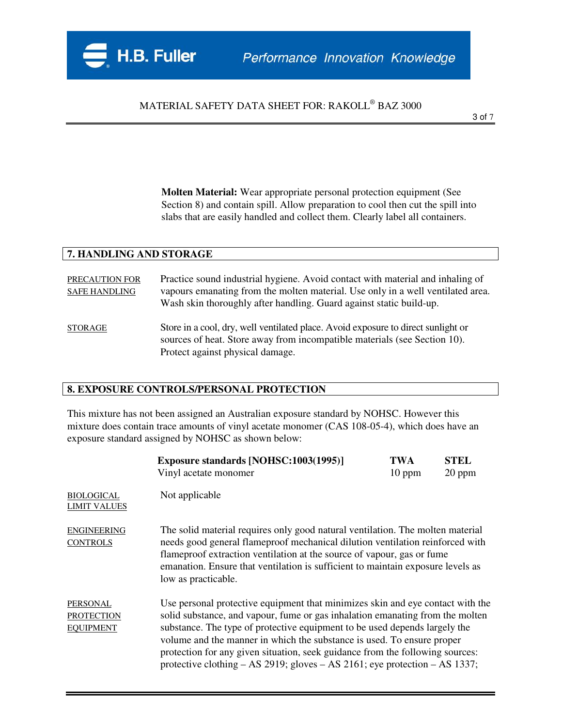**Molten Material:** Wear appropriate personal protection equipment (See Section 8) and contain spill. Allow preparation to cool then cut the spill into slabs that are easily handled and collect them. Clearly label all containers.

## 7. HANDLING AND STORAGE

PRECAUTION FOR SAFE HANDLING

Practice sound industrial hygiene. Avoid contact with material and inhaling of vapours emanating from the molten material. Use only in a well ventilated area. Wash skin thoroughly after handling. Guard against static build-up.

STORAGE

Store in a cool, dry, well ventilated place. Avoid exposure to direct sunlight or sources of heat. Store away from incompatible materials (see Section 10). Protect against physical damage.

## 8. EXPOSURE CONTROLS/PERSONAL PROTECTION

This mixture has not been assigned an Australian exposure standard by NOHSC. However this mixture does contain trace amounts of vinyl acetate monomer (CAS 108-05-4), which does have an exposure standard assigned by NOHSC as shown below:

| Exposure standards [NOHSC:1003(1995)] | TWA | STEL |
|---|---|---|
| Vinyl acetate monomer | 10 ppm | 20 ppm |

BIOLOGICAL LIMIT VALUES

Not applicable

ENGINEERING CONTROLS

The solid material requires only good natural ventilation. The molten material needs good general flameproof mechanical dilution ventilation reinforced with flameproof extraction ventilation at the source of vapour, gas or fume emanation. Ensure that ventilation is sufficient to maintain exposure levels as low as practicable.

PERSONAL PROTECTION EQUIPMENT

Use personal protective equipment that minimizes skin and eye contact with the solid substance, and vapour, fume or gas inhalation emanating from the molten substance. The type of protective equipment to be used depends largely the volume and the manner in which the substance is used. To ensure proper protection for any given situation, seek guidance from the following sources: protective clothing – AS 2919; gloves – AS 2161; eye protection – AS 1337;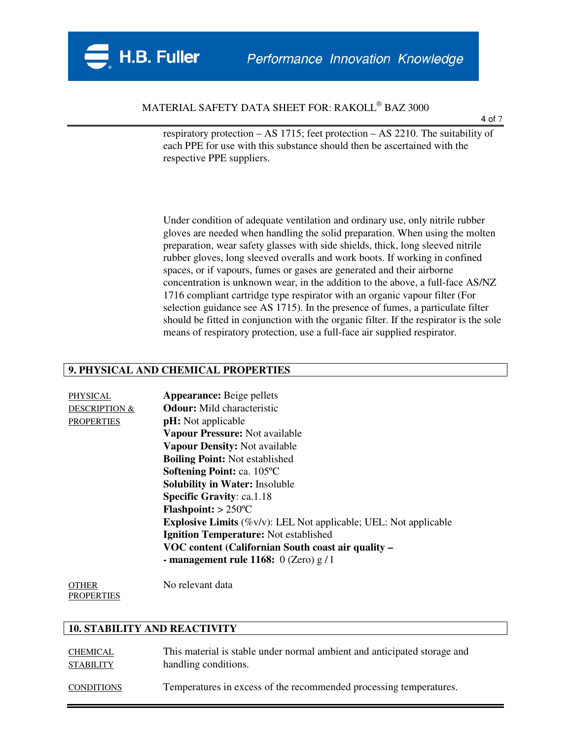respiratory protection – AS 1715; feet protection – AS 2210. The suitability of each PPE for use with this substance should then be ascertained with the respective PPE suppliers.

Under condition of adequate ventilation and ordinary use, only nitrile rubber gloves are needed when handling the solid preparation. When using the molten preparation, wear safety glasses with side shields, thick, long sleeved nitrile rubber gloves, long sleeved overalls and work boots. If working in confined spaces, or if vapours, fumes or gases are generated and their airborne concentration is unknown wear, in the addition to the above, a full-face AS/NZ 1716 compliant cartridge type respirator with an organic vapour filter (For selection guidance see AS 1715). In the presence of fumes, a particulate filter should be fitted in conjunction with the organic filter. If the respirator is the sole means of respiratory protection, use a full-face air supplied respirator.

## 9. PHYSICAL AND CHEMICAL PROPERTIES

PHYSICAL DESCRIPTION & PROPERTIES

**Appearance:** Beige pellets
**Odour:** Mild characteristic
**pH:** Not applicable
**Vapour Pressure:** Not available
**Vapour Density:** Not available
**Boiling Point:** Not established
**Softening Point:** ca. 105ºC
**Solubility in Water:** Insoluble
**Specific Gravity**: ca.1.18
**Flashpoint:** > 250ºC
**Explosive Limits** (%v/v): LEL Not applicable; UEL: Not applicable
**Ignition Temperature:** Not established
**VOC content (Californian South coast air quality –**
**- management rule 1168:** 0 (Zero) g / l

OTHER PROPERTIES

No relevant data

## 10. STABILITY AND REACTIVITY

CHEMICAL STABILITY

This material is stable under normal ambient and anticipated storage and handling conditions.

CONDITIONS

Temperatures in excess of the recommended processing temperatures.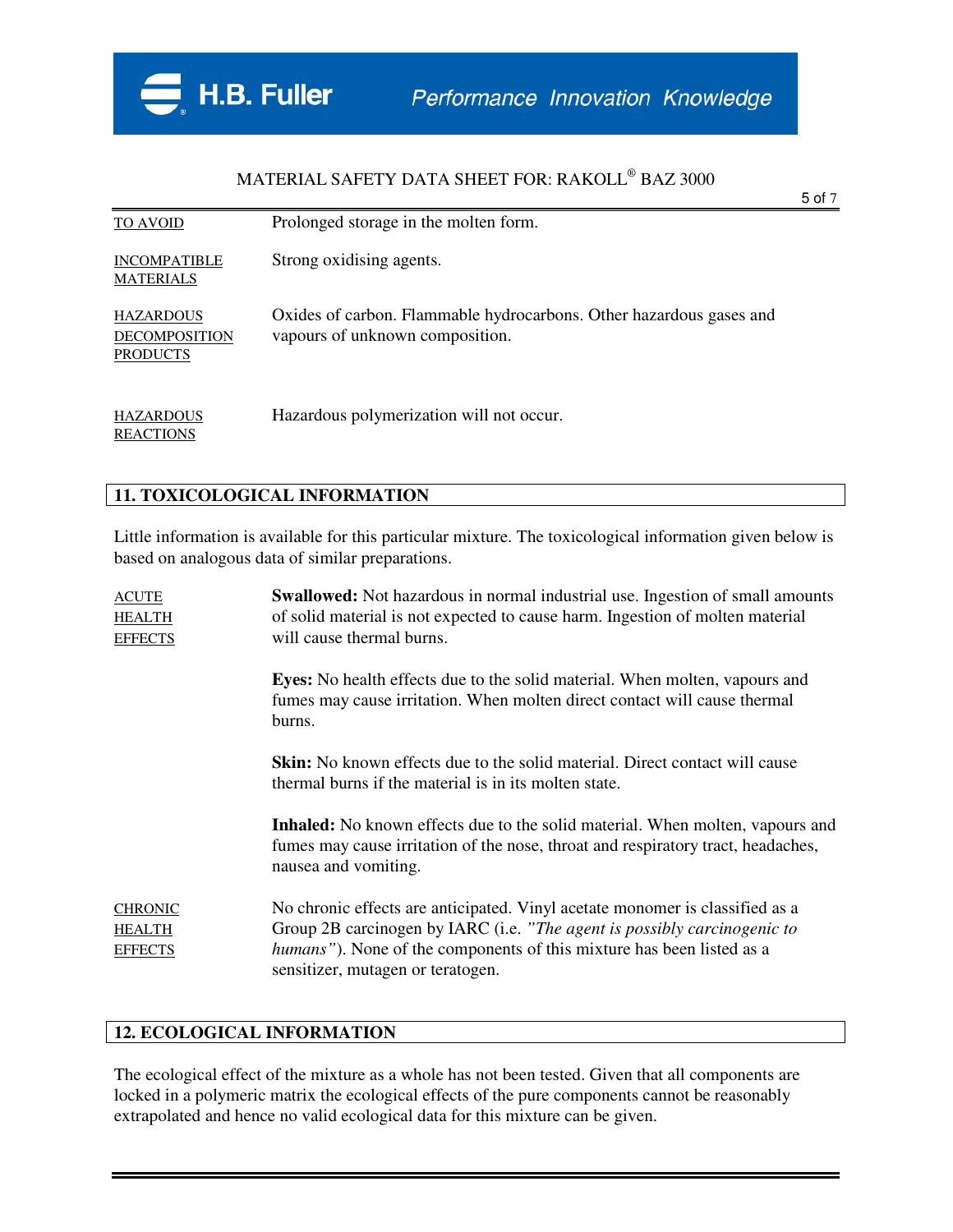| | |
|---|---|
| TO AVOID | Prolonged storage in the molten form. |
| INCOMPATIBLE MATERIALS | Strong oxidising agents. |
| HAZARDOUS DECOMPOSITION PRODUCTS | Oxides of carbon. Flammable hydrocarbons. Other hazardous gases and vapours of unknown composition. |
| HAZARDOUS REACTIONS | Hazardous polymerization will not occur. |

## 11. TOXICOLOGICAL INFORMATION

Little information is available for this particular mixture. The toxicological information given below is based on analogous data of similar preparations.

| | |
|---|---|
| ACUTE HEALTH EFFECTS | **Swallowed:** Not hazardous in normal industrial use. Ingestion of small amounts of solid material is not expected to cause harm. Ingestion of molten material will cause thermal burns. |
| | **Eyes:** No health effects due to the solid material. When molten, vapours and fumes may cause irritation. When molten direct contact will cause thermal burns. |
| | **Skin:** No known effects due to the solid material. Direct contact will cause thermal burns if the material is in its molten state. |
| | **Inhaled:** No known effects due to the solid material. When molten, vapours and fumes may cause irritation of the nose, throat and respiratory tract, headaches, nausea and vomiting. |
| CHRONIC HEALTH EFFECTS | No chronic effects are anticipated. Vinyl acetate monomer is classified as a Group 2B carcinogen by IARC (i.e. *"The agent is possibly carcinogenic to humans"*). None of the components of this mixture has been listed as a sensitizer, mutagen or teratogen. |

## 12. ECOLOGICAL INFORMATION

The ecological effect of the mixture as a whole has not been tested. Given that all components are locked in a polymeric matrix the ecological effects of the pure components cannot be reasonably extrapolated and hence no valid ecological data for this mixture can be given.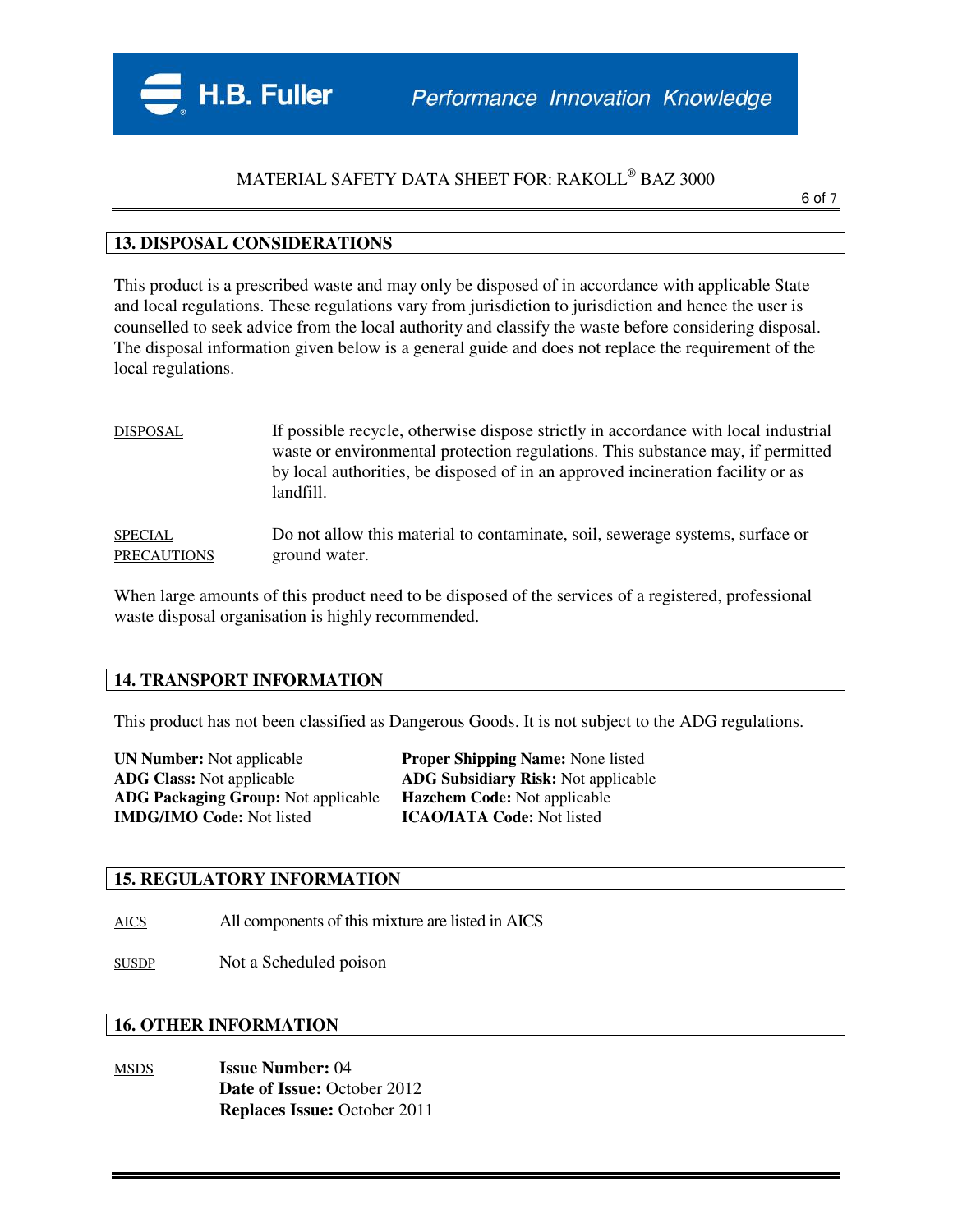## 13. DISPOSAL CONSIDERATIONS

This product is a prescribed waste and may only be disposed of in accordance with applicable State and local regulations. These regulations vary from jurisdiction to jurisdiction and hence the user is counselled to seek advice from the local authority and classify the waste before considering disposal. The disposal information given below is a general guide and does not replace the requirement of the local regulations.

**DISPOSAL** — If possible recycle, otherwise dispose strictly in accordance with local industrial waste or environmental protection regulations. This substance may, if permitted by local authorities, be disposed of in an approved incineration facility or as landfill.

**SPECIAL PRECAUTIONS** — Do not allow this material to contaminate, soil, sewerage systems, surface or ground water.

When large amounts of this product need to be disposed of the services of a registered, professional waste disposal organisation is highly recommended.

## 14. TRANSPORT INFORMATION

This product has not been classified as Dangerous Goods. It is not subject to the ADG regulations.

**UN Number:** Not applicable
**ADG Class:** Not applicable
**ADG Packaging Group:** Not applicable
**IMDG/IMO Code:** Not listed
**Proper Shipping Name:** None listed
**ADG Subsidiary Risk:** Not applicable
**Hazchem Code:** Not applicable
**ICAO/IATA Code:** Not listed

## 15. REGULATORY INFORMATION

**AICS** — All components of this mixture are listed in AICS

**SUSDP** — Not a Scheduled poison

## 16. OTHER INFORMATION

**MSDS**

**Issue Number:** 04
**Date of Issue:** October 2012
**Replaces Issue:** October 2011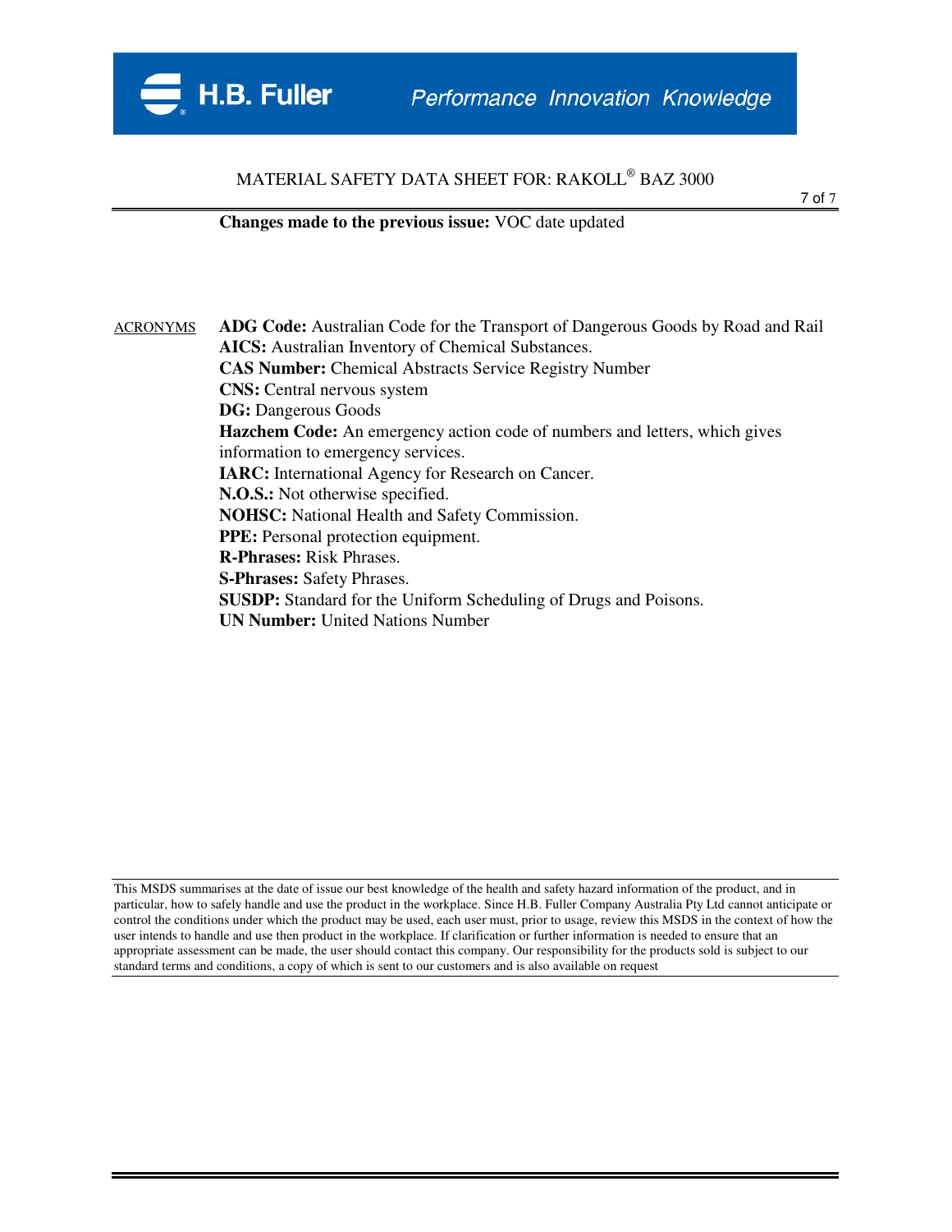**Changes made to the previous issue:** VOC date updated

ACRONYMS

**ADG Code:** Australian Code for the Transport of Dangerous Goods by Road and Rail
**AICS:** Australian Inventory of Chemical Substances.
**CAS Number:** Chemical Abstracts Service Registry Number
**CNS:** Central nervous system
**DG:** Dangerous Goods
**Hazchem Code:** An emergency action code of numbers and letters, which gives information to emergency services.
**IARC:** International Agency for Research on Cancer.
**N.O.S.:** Not otherwise specified.
**NOHSC:** National Health and Safety Commission.
**PPE:** Personal protection equipment.
**R-Phrases:** Risk Phrases.
**S-Phrases:** Safety Phrases.
**SUSDP:** Standard for the Uniform Scheduling of Drugs and Poisons.
**UN Number:** United Nations Number

This MSDS summarises at the date of issue our best knowledge of the health and safety hazard information of the product, and in particular, how to safely handle and use the product in the workplace. Since H.B. Fuller Company Australia Pty Ltd cannot anticipate or control the conditions under which the product may be used, each user must, prior to usage, review this MSDS in the context of how the user intends to handle and use then product in the workplace. If clarification or further information is needed to ensure that an appropriate assessment can be made, the user should contact this company. Our responsibility for the products sold is subject to our standard terms and conditions, a copy of which is sent to our customers and is also available on request